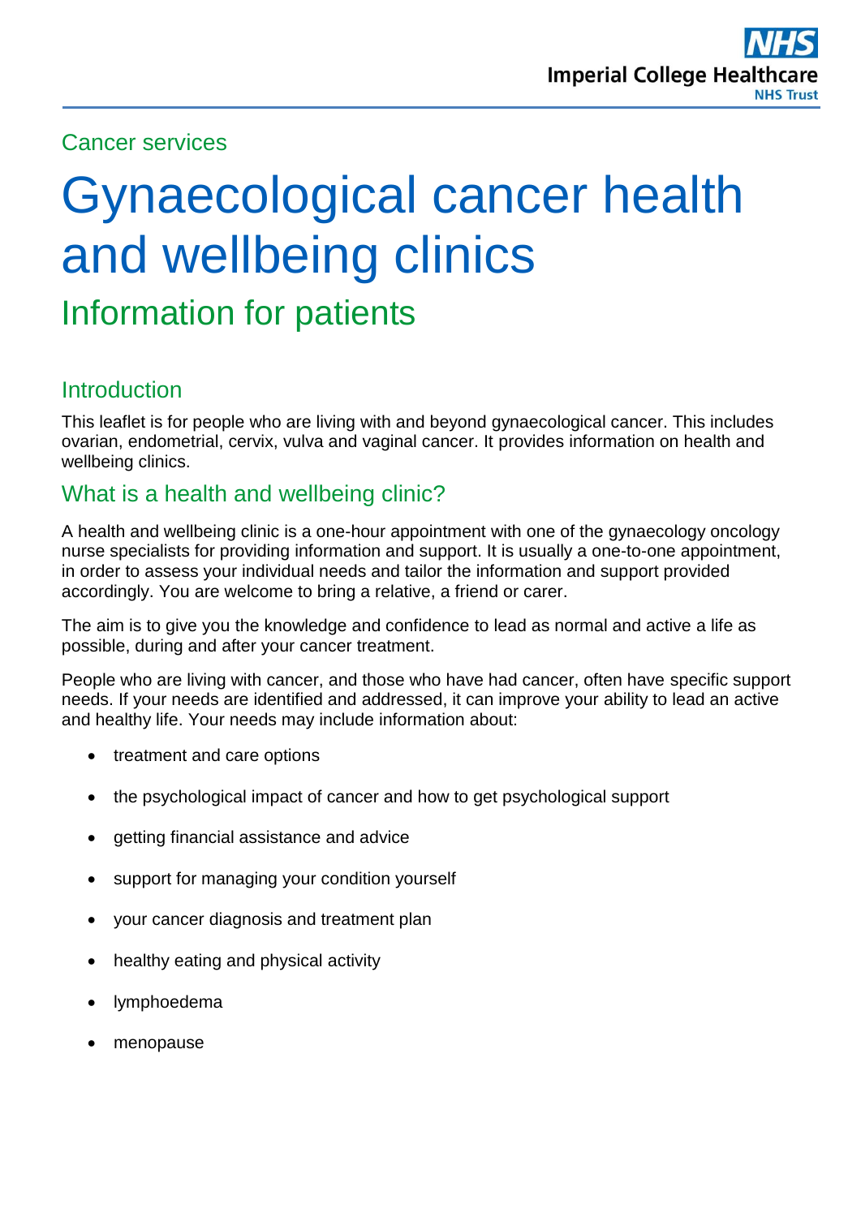Cancer services

# Gynaecological cancer health and wellbeing clinics

## Information for patients

### Introduction

This leaflet is for people who are living with and beyond gynaecological cancer. This includes ovarian, endometrial, cervix, vulva and vaginal cancer. It provides information on health and wellbeing clinics.

### What is a health and wellbeing clinic?

A health and wellbeing clinic is a one-hour appointment with one of the gynaecology oncology nurse specialists for providing information and support. It is usually a one-to-one appointment, in order to assess your individual needs and tailor the information and support provided accordingly. You are welcome to bring a relative, a friend or carer.

The aim is to give you the knowledge and confidence to lead as normal and active a life as possible, during and after your cancer treatment.

People who are living with cancer, and those who have had cancer, often have specific support needs. If your needs are identified and addressed, it can improve your ability to lead an active and healthy life. Your needs may include information about:

- treatment and care options
- the psychological impact of cancer and how to get psychological support
- getting financial assistance and advice
- support for managing your condition yourself
- your cancer diagnosis and treatment plan
- healthy eating and physical activity
- lymphoedema
- menopause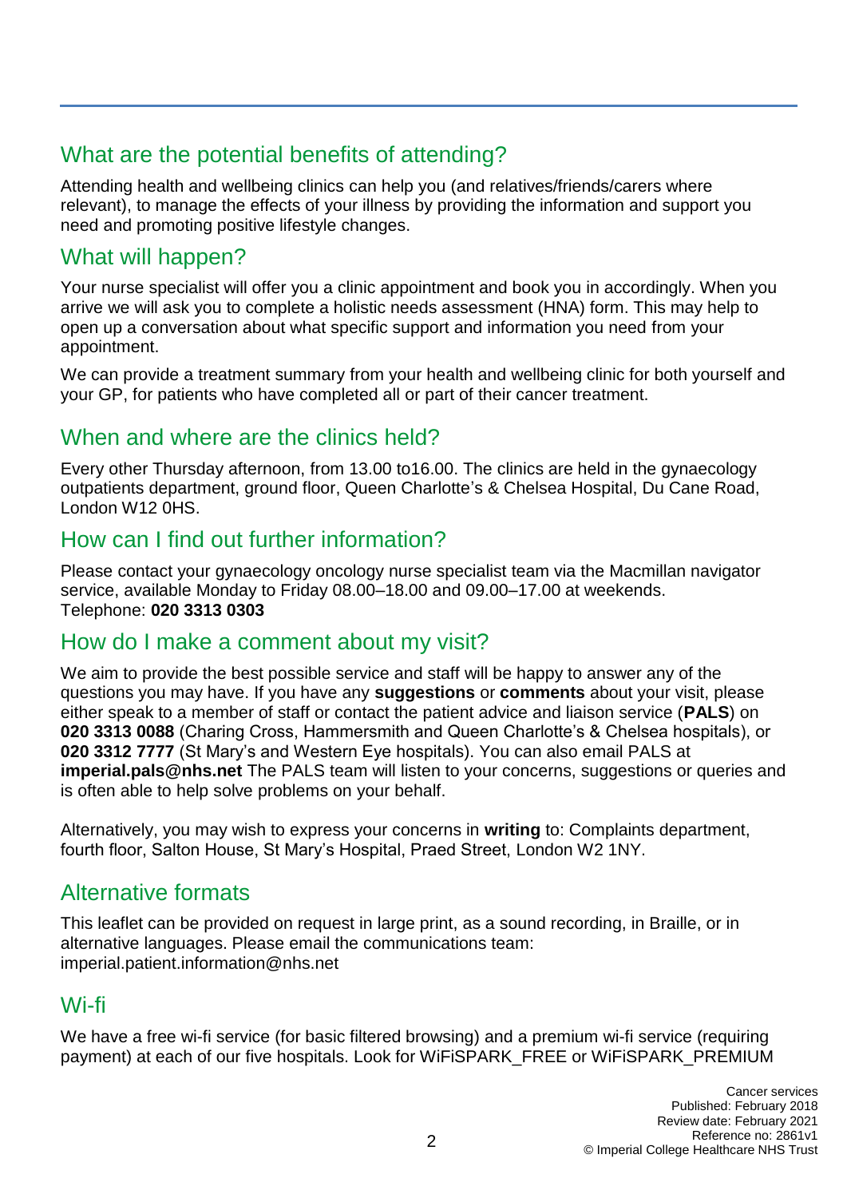## What are the potential benefits of attending?

Attending health and wellbeing clinics can help you (and relatives/friends/carers where relevant), to manage the effects of your illness by providing the information and support you need and promoting positive lifestyle changes.

## What will happen?

Your nurse specialist will offer you a clinic appointment and book you in accordingly. When you arrive we will ask you to complete a holistic needs assessment (HNA) form. This may help to open up a conversation about what specific support and information you need from your appointment.

We can provide a treatment summary from your health and wellbeing clinic for both yourself and your GP, for patients who have completed all or part of their cancer treatment.

## When and where are the clinics held?

Every other Thursday afternoon, from 13.00 to16.00. The clinics are held in the gynaecology outpatients department, ground floor, Queen Charlotte's & Chelsea Hospital, Du Cane Road, London W12 0HS.

## How can I find out further information?

Please contact your gynaecology oncology nurse specialist team via the Macmillan navigator service, available Monday to Friday 08.00–18.00 and 09.00–17.00 at weekends.
Telephone: **020 3313 0303**

## How do I make a comment about my visit?

We aim to provide the best possible service and staff will be happy to answer any of the questions you may have. If you have any **suggestions** or **comments** about your visit, please either speak to a member of staff or contact the patient advice and liaison service (**PALS**) on **020 3313 0088** (Charing Cross, Hammersmith and Queen Charlotte's & Chelsea hospitals), or **020 3312 7777** (St Mary's and Western Eye hospitals). You can also email PALS at **imperial.pals@nhs.net** The PALS team will listen to your concerns, suggestions or queries and is often able to help solve problems on your behalf.

Alternatively, you may wish to express your concerns in **writing** to: Complaints department, fourth floor, Salton House, St Mary's Hospital, Praed Street, London W2 1NY.

## Alternative formats

This leaflet can be provided on request in large print, as a sound recording, in Braille, or in alternative languages. Please email the communications team: imperial.patient.information@nhs.net

## Wi-fi

We have a free wi-fi service (for basic filtered browsing) and a premium wi-fi service (requiring payment) at each of our five hospitals. Look for WiFiSPARK_FREE or WiFiSPARK_PREMIUM

Cancer services
Published: February 2018
Review date: February 2021
Reference no: 2861v1
© Imperial College Healthcare NHS Trust